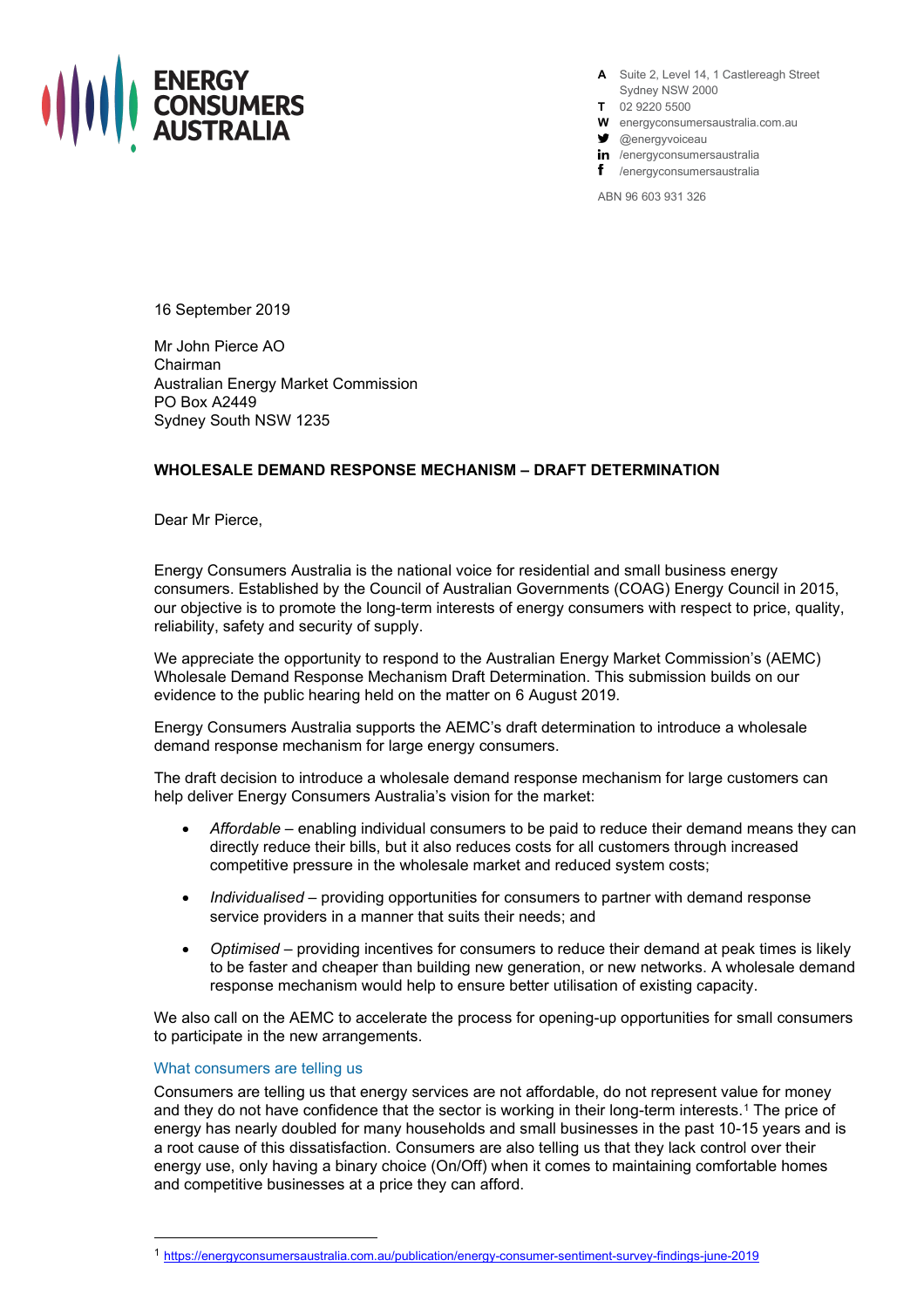**ENERGY CONSUMERS AUSTRALIA**

A Suite 2, Level 14, 1 Castlereagh Street
Sydney NSW 2000
T 02 9220 5500
W energyconsumersaustralia.com.au
@energyvoiceau
in /energyconsumersaustralia
f /energyconsumersaustralia

ABN 96 603 931 326

16 September 2019

Mr John Pierce AO
Chairman
Australian Energy Market Commission
PO Box A2449
Sydney South NSW 1235

**WHOLESALE DEMAND RESPONSE MECHANISM – DRAFT DETERMINATION**

Dear Mr Pierce,

Energy Consumers Australia is the national voice for residential and small business energy consumers. Established by the Council of Australian Governments (COAG) Energy Council in 2015, our objective is to promote the long-term interests of energy consumers with respect to price, quality, reliability, safety and security of supply.

We appreciate the opportunity to respond to the Australian Energy Market Commission's (AEMC) Wholesale Demand Response Mechanism Draft Determination. This submission builds on our evidence to the public hearing held on the matter on 6 August 2019.

Energy Consumers Australia supports the AEMC's draft determination to introduce a wholesale demand response mechanism for large energy consumers.

The draft decision to introduce a wholesale demand response mechanism for large customers can help deliver Energy Consumers Australia's vision for the market:

- *Affordable* – enabling individual consumers to be paid to reduce their demand means they can directly reduce their bills, but it also reduces costs for all customers through increased competitive pressure in the wholesale market and reduced system costs;
- *Individualised* – providing opportunities for consumers to partner with demand response service providers in a manner that suits their needs; and
- *Optimised* – providing incentives for consumers to reduce their demand at peak times is likely to be faster and cheaper than building new generation, or new networks. A wholesale demand response mechanism would help to ensure better utilisation of existing capacity.

We also call on the AEMC to accelerate the process for opening-up opportunities for small consumers to participate in the new arrangements.

## What consumers are telling us

Consumers are telling us that energy services are not affordable, do not represent value for money and they do not have confidence that the sector is working in their long-term interests.[1] The price of energy has nearly doubled for many households and small businesses in the past 10-15 years and is a root cause of this dissatisfaction. Consumers are also telling us that they lack control over their energy use, only having a binary choice (On/Off) when it comes to maintaining comfortable homes and competitive businesses at a price they can afford.

---

[1] https://energyconsumersaustralia.com.au/publication/energy-consumer-sentiment-survey-findings-june-2019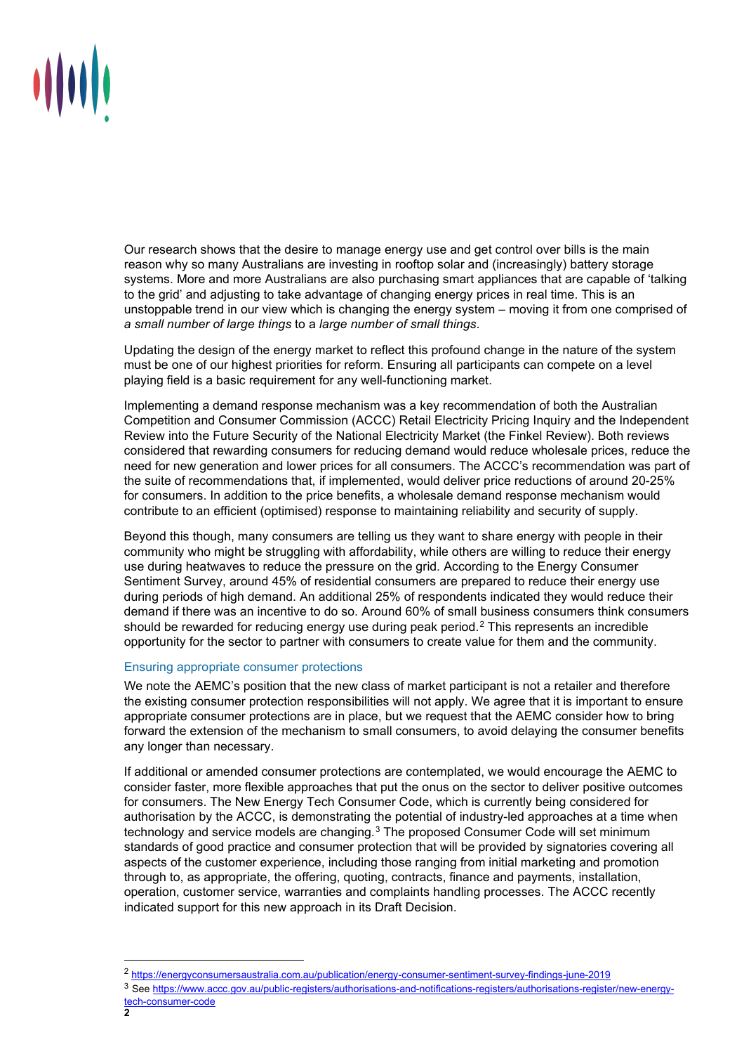Our research shows that the desire to manage energy use and get control over bills is the main reason why so many Australians are investing in rooftop solar and (increasingly) battery storage systems. More and more Australians are also purchasing smart appliances that are capable of 'talking to the grid' and adjusting to take advantage of changing energy prices in real time. This is an unstoppable trend in our view which is changing the energy system – moving it from one comprised of *a small number of large things* to a *large number of small things*.

Updating the design of the energy market to reflect this profound change in the nature of the system must be one of our highest priorities for reform. Ensuring all participants can compete on a level playing field is a basic requirement for any well-functioning market.

Implementing a demand response mechanism was a key recommendation of both the Australian Competition and Consumer Commission (ACCC) Retail Electricity Pricing Inquiry and the Independent Review into the Future Security of the National Electricity Market (the Finkel Review). Both reviews considered that rewarding consumers for reducing demand would reduce wholesale prices, reduce the need for new generation and lower prices for all consumers. The ACCC's recommendation was part of the suite of recommendations that, if implemented, would deliver price reductions of around 20-25% for consumers. In addition to the price benefits, a wholesale demand response mechanism would contribute to an efficient (optimised) response to maintaining reliability and security of supply.

Beyond this though, many consumers are telling us they want to share energy with people in their community who might be struggling with affordability, while others are willing to reduce their energy use during heatwaves to reduce the pressure on the grid. According to the Energy Consumer Sentiment Survey, around 45% of residential consumers are prepared to reduce their energy use during periods of high demand. An additional 25% of respondents indicated they would reduce their demand if there was an incentive to do so. Around 60% of small business consumers think consumers should be rewarded for reducing energy use during peak period.[2] This represents an incredible opportunity for the sector to partner with consumers to create value for them and the community.

## Ensuring appropriate consumer protections

We note the AEMC's position that the new class of market participant is not a retailer and therefore the existing consumer protection responsibilities will not apply. We agree that it is important to ensure appropriate consumer protections are in place, but we request that the AEMC consider how to bring forward the extension of the mechanism to small consumers, to avoid delaying the consumer benefits any longer than necessary.

If additional or amended consumer protections are contemplated, we would encourage the AEMC to consider faster, more flexible approaches that put the onus on the sector to deliver positive outcomes for consumers. The New Energy Tech Consumer Code, which is currently being considered for authorisation by the ACCC, is demonstrating the potential of industry-led approaches at a time when technology and service models are changing.[3] The proposed Consumer Code will set minimum standards of good practice and consumer protection that will be provided by signatories covering all aspects of the customer experience, including those ranging from initial marketing and promotion through to, as appropriate, the offering, quoting, contracts, finance and payments, installation, operation, customer service, warranties and complaints handling processes. The ACCC recently indicated support for this new approach in its Draft Decision.

---

[2] https://energyconsumersaustralia.com.au/publication/energy-consumer-sentiment-survey-findings-june-2019

[3] See https://www.accc.gov.au/public-registers/authorisations-and-notifications-registers/authorisations-register/new-energy-tech-consumer-code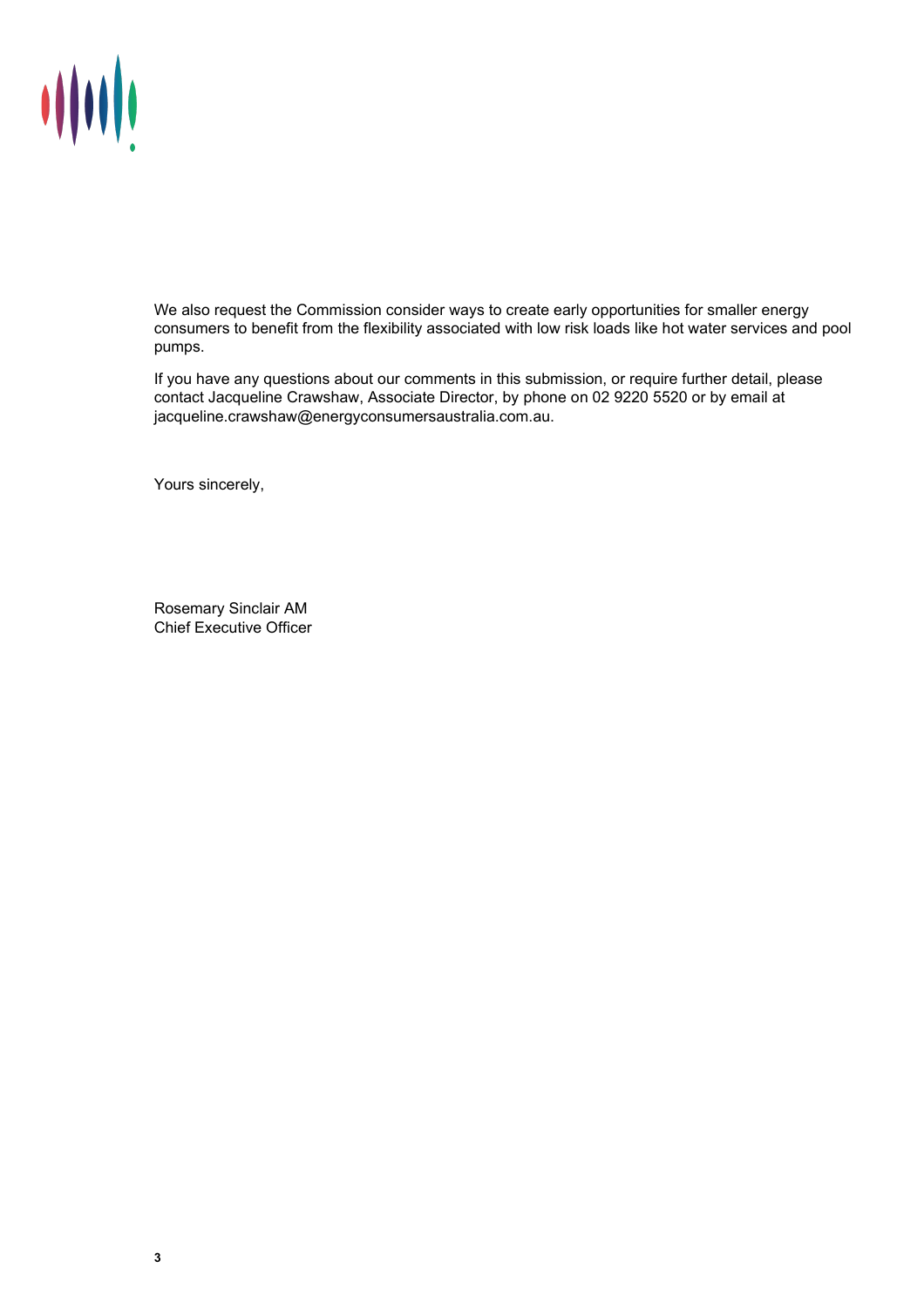We also request the Commission consider ways to create early opportunities for smaller energy consumers to benefit from the flexibility associated with low risk loads like hot water services and pool pumps.

If you have any questions about our comments in this submission, or require further detail, please contact Jacqueline Crawshaw, Associate Director, by phone on 02 9220 5520 or by email at jacqueline.crawshaw@energyconsumersaustralia.com.au.

Yours sincerely,

Rosemary Sinclair AM  
Chief Executive Officer